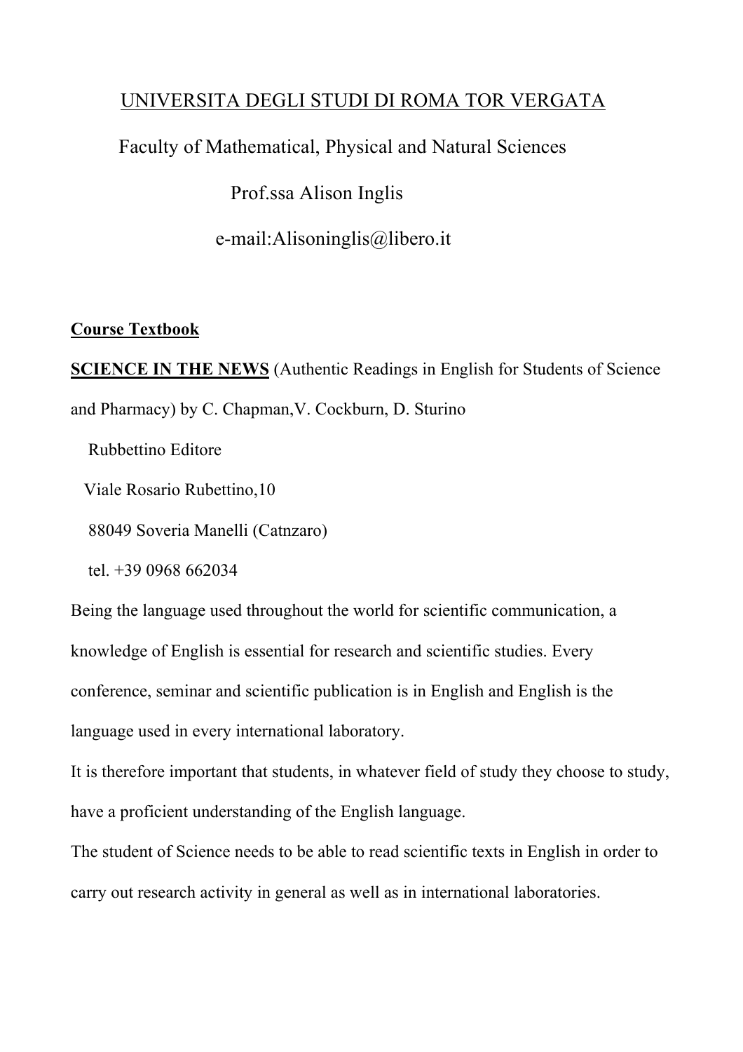UNIVERSITA DEGLI STUDI DI ROMA TOR VERGATA

Faculty of Mathematical, Physical and Natural Sciences

Prof.ssa Alison Inglis

e-mail:Alisoninglis@libero.it

**Course Textbook**

**SCIENCE IN THE NEWS** (Authentic Readings in English for Students of Science and Pharmacy) by C. Chapman,V. Cockburn, D. Sturino

Rubbettino Editore

Viale Rosario Rubettino,10

88049 Soveria Manelli (Catnzaro)

tel. +39 0968 662034

Being the language used throughout the world for scientific communication, a knowledge of English is essential for research and scientific studies. Every conference, seminar and scientific publication is in English and English is the language used in every international laboratory.

It is therefore important that students, in whatever field of study they choose to study, have a proficient understanding of the English language.

The student of Science needs to be able to read scientific texts in English in order to carry out research activity in general as well as in international laboratories.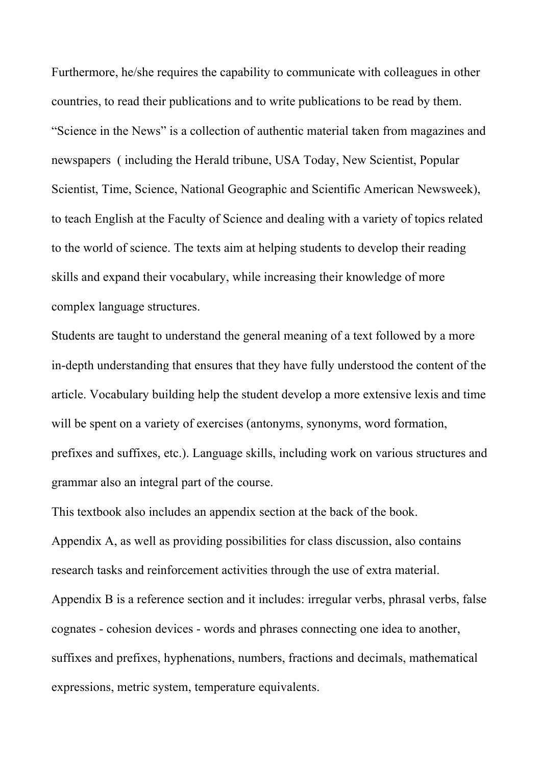Furthermore, he/she requires the capability to communicate with colleagues in other countries, to read their publications and to write publications to be read by them.

"Science in the News" is a collection of authentic material taken from magazines and newspapers ( including the Herald tribune, USA Today, New Scientist, Popular Scientist, Time, Science, National Geographic and Scientific American Newsweek), to teach English at the Faculty of Science and dealing with a variety of topics related to the world of science. The texts aim at helping students to develop their reading skills and expand their vocabulary, while increasing their knowledge of more complex language structures.

Students are taught to understand the general meaning of a text followed by a more in-depth understanding that ensures that they have fully understood the content of the article. Vocabulary building help the student develop a more extensive lexis and time will be spent on a variety of exercises (antonyms, synonyms, word formation, prefixes and suffixes, etc.). Language skills, including work on various structures and grammar also an integral part of the course.

This textbook also includes an appendix section at the back of the book.

Appendix A, as well as providing possibilities for class discussion, also contains research tasks and reinforcement activities through the use of extra material.

Appendix B is a reference section and it includes: irregular verbs, phrasal verbs, false cognates - cohesion devices - words and phrases connecting one idea to another, suffixes and prefixes, hyphenations, numbers, fractions and decimals, mathematical expressions, metric system, temperature equivalents.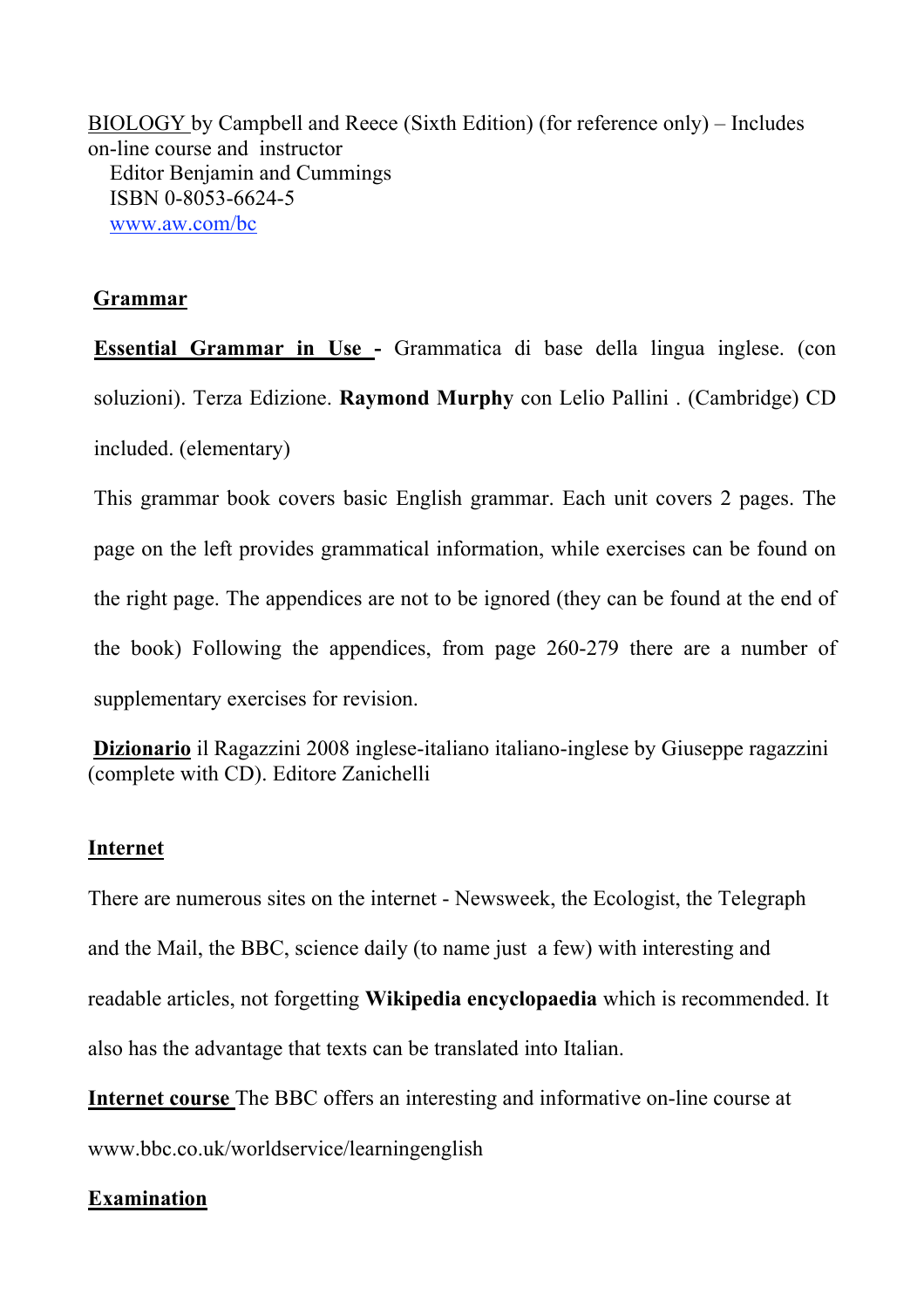BIOLOGY by Campbell and Reece (Sixth Edition) (for reference only) – Includes on-line course and instructor

Editor Benjamin and Cummings

ISBN 0-8053-6624-5

www.aw.com/bc

**Grammar**

**Essential Grammar in Use -** Grammatica di base della lingua inglese. (con soluzioni). Terza Edizione. **Raymond Murphy** con Lelio Pallini . (Cambridge) CD included. (elementary)

This grammar book covers basic English grammar. Each unit covers 2 pages. The page on the left provides grammatical information, while exercises can be found on the right page. The appendices are not to be ignored (they can be found at the end of the book) Following the appendices, from page 260-279 there are a number of supplementary exercises for revision.

**Dizionario** il Ragazzini 2008 inglese-italiano italiano-inglese by Giuseppe ragazzini (complete with CD). Editore Zanichelli

**Internet**

There are numerous sites on the internet - Newsweek, the Ecologist, the Telegraph and the Mail, the BBC, science daily (to name just a few) with interesting and readable articles, not forgetting **Wikipedia encyclopaedia** which is recommended. It also has the advantage that texts can be translated into Italian.

**Internet course** The BBC offers an interesting and informative on-line course at www.bbc.co.uk/worldservice/learningenglish

**Examination**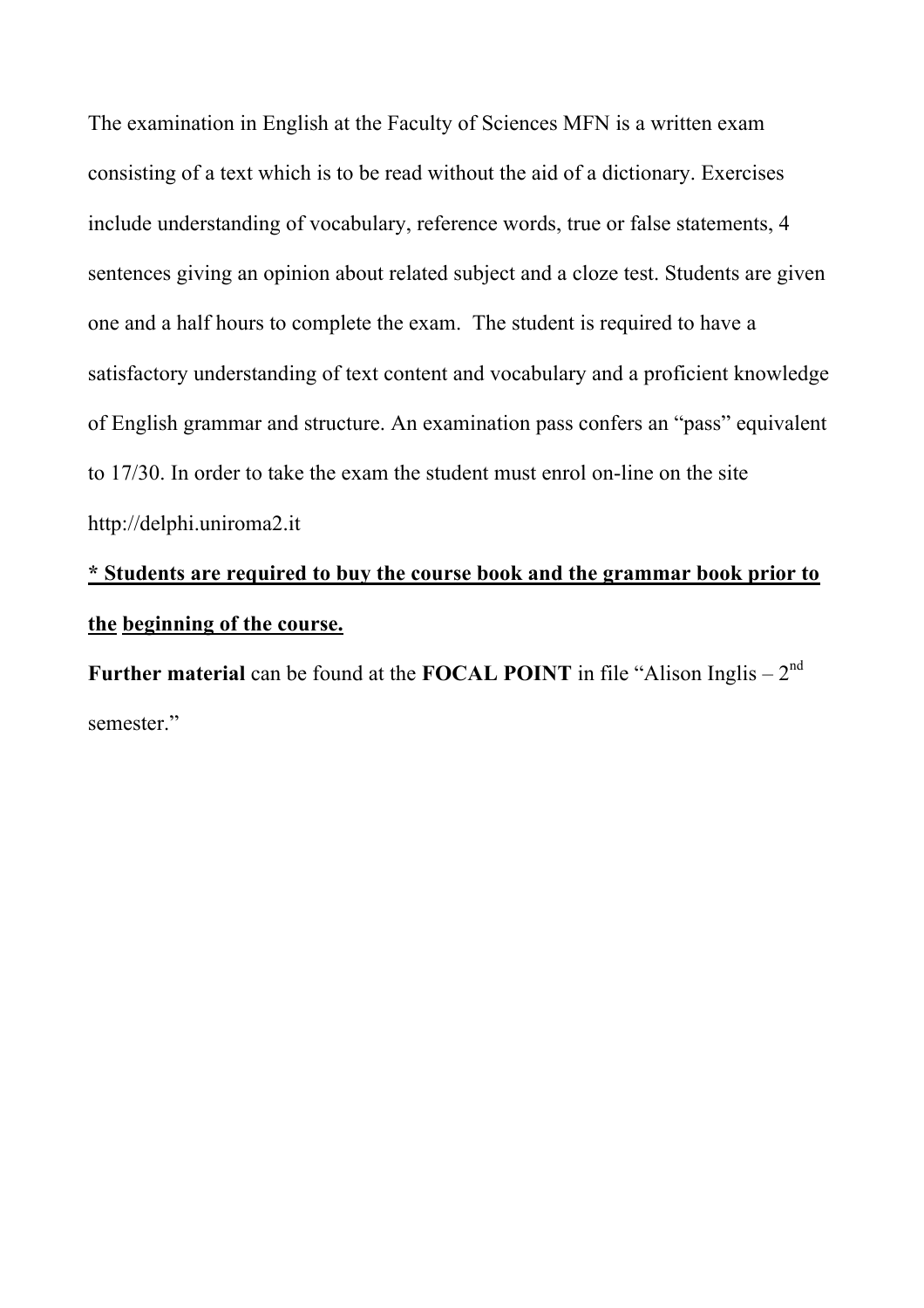The examination in English at the Faculty of Sciences MFN is a written exam consisting of a text which is to be read without the aid of a dictionary. Exercises include understanding of vocabulary, reference words, true or false statements, 4 sentences giving an opinion about related subject and a cloze test. Students are given one and a half hours to complete the exam. The student is required to have a satisfactory understanding of text content and vocabulary and a proficient knowledge of English grammar and structure. An examination pass confers an "pass" equivalent to 17/30. In order to take the exam the student must enrol on-line on the site http://delphi.uniroma2.it

**<u>* Students are required to buy the course book and the grammar book prior to the beginning of the course.</u>**

**Further material** can be found at the **FOCAL POINT** in file "Alison Inglis – 2nd semester."